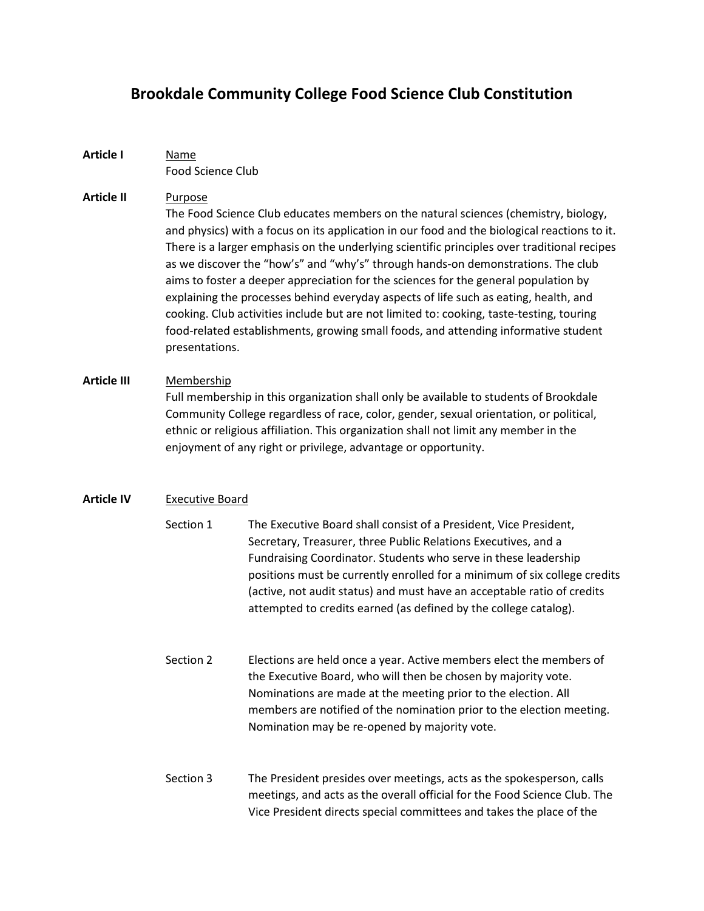# Brookdale Community College Food Science Club Constitution

**Article I** <u>Name</u>

Food Science Club

**Article II** <u>Purpose</u>

The Food Science Club educates members on the natural sciences (chemistry, biology, and physics) with a focus on its application in our food and the biological reactions to it. There is a larger emphasis on the underlying scientific principles over traditional recipes as we discover the "how's" and "why's" through hands-on demonstrations. The club aims to foster a deeper appreciation for the sciences for the general population by explaining the processes behind everyday aspects of life such as eating, health, and cooking. Club activities include but are not limited to: cooking, taste-testing, touring food-related establishments, growing small foods, and attending informative student presentations.

**Article III** <u>Membership</u>

Full membership in this organization shall only be available to students of Brookdale Community College regardless of race, color, gender, sexual orientation, or political, ethnic or religious affiliation. This organization shall not limit any member in the enjoyment of any right or privilege, advantage or opportunity.

**Article IV** <u>Executive Board</u>

Section 1 The Executive Board shall consist of a President, Vice President, Secretary, Treasurer, three Public Relations Executives, and a Fundraising Coordinator. Students who serve in these leadership positions must be currently enrolled for a minimum of six college credits (active, not audit status) and must have an acceptable ratio of credits attempted to credits earned (as defined by the college catalog).

Section 2 Elections are held once a year. Active members elect the members of the Executive Board, who will then be chosen by majority vote. Nominations are made at the meeting prior to the election. All members are notified of the nomination prior to the election meeting. Nomination may be re-opened by majority vote.

Section 3 The President presides over meetings, acts as the spokesperson, calls meetings, and acts as the overall official for the Food Science Club. The Vice President directs special committees and takes the place of the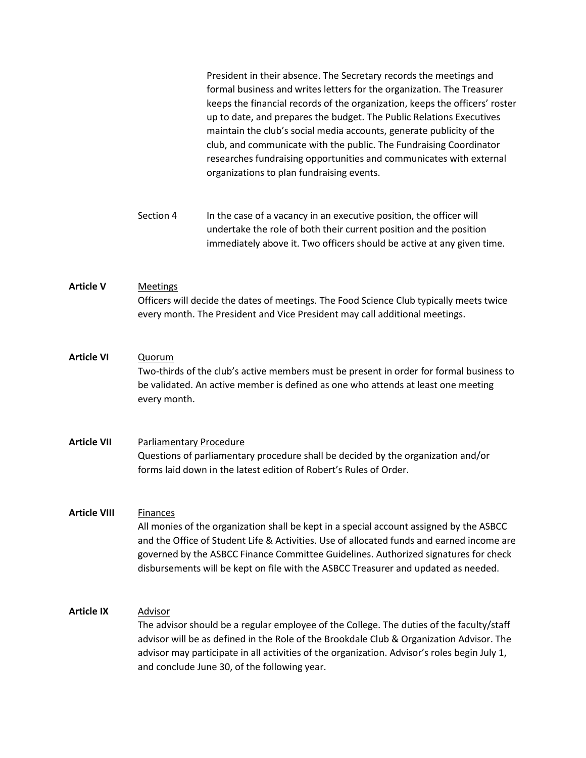President in their absence. The Secretary records the meetings and formal business and writes letters for the organization. The Treasurer keeps the financial records of the organization, keeps the officers' roster up to date, and prepares the budget. The Public Relations Executives maintain the club's social media accounts, generate publicity of the club, and communicate with the public. The Fundraising Coordinator researches fundraising opportunities and communicates with external organizations to plan fundraising events.

Section 4 In the case of a vacancy in an executive position, the officer will undertake the role of both their current position and the position immediately above it. Two officers should be active at any given time.

**Article V** Meetings

Officers will decide the dates of meetings. The Food Science Club typically meets twice every month. The President and Vice President may call additional meetings.

**Article VI** Quorum

Two-thirds of the club's active members must be present in order for formal business to be validated. An active member is defined as one who attends at least one meeting every month.

**Article VII** Parliamentary Procedure

Questions of parliamentary procedure shall be decided by the organization and/or forms laid down in the latest edition of Robert's Rules of Order.

**Article VIII** Finances

All monies of the organization shall be kept in a special account assigned by the ASBCC and the Office of Student Life & Activities. Use of allocated funds and earned income are governed by the ASBCC Finance Committee Guidelines. Authorized signatures for check disbursements will be kept on file with the ASBCC Treasurer and updated as needed.

**Article IX** Advisor

The advisor should be a regular employee of the College. The duties of the faculty/staff advisor will be as defined in the Role of the Brookdale Club & Organization Advisor. The advisor may participate in all activities of the organization. Advisor's roles begin July 1, and conclude June 30, of the following year.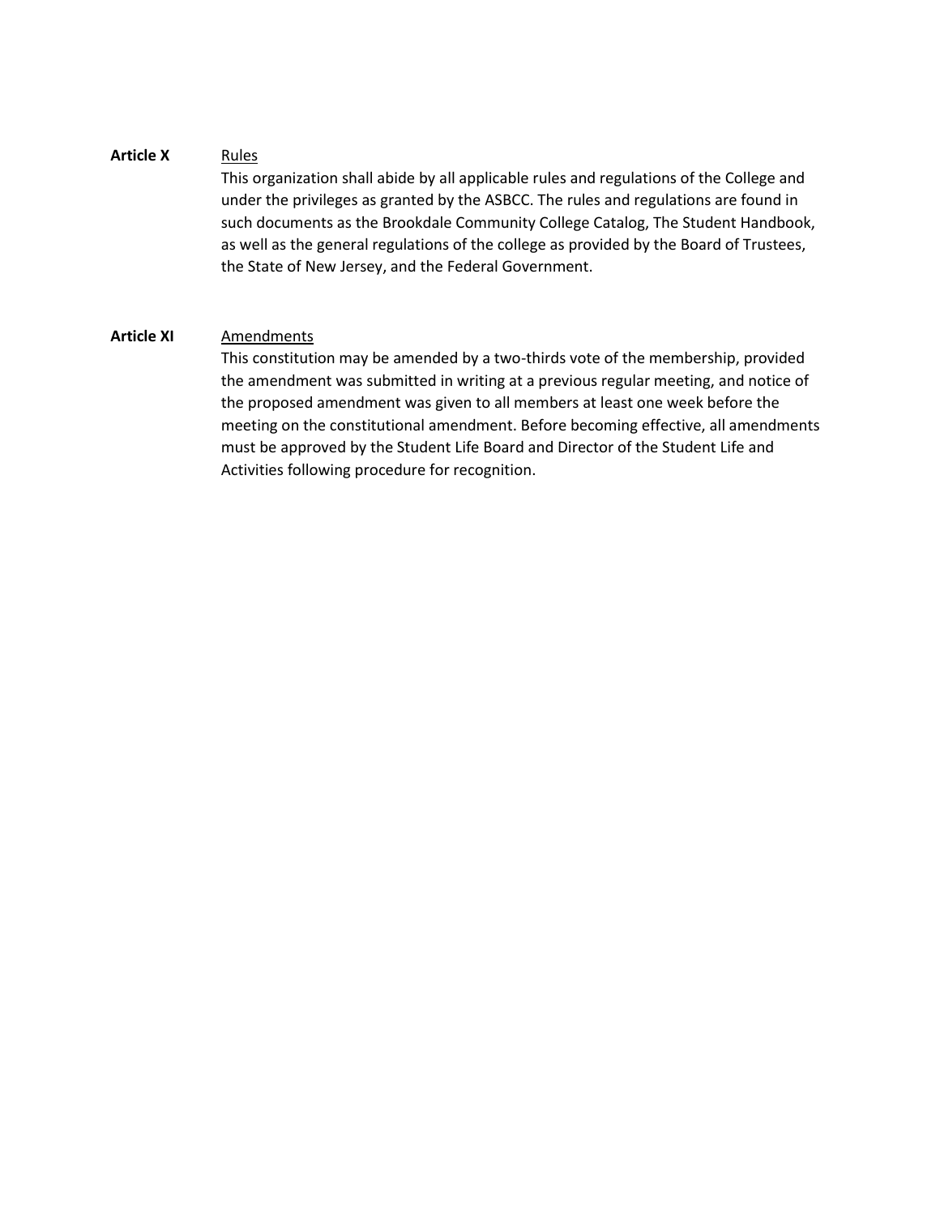**Article X** Rules

This organization shall abide by all applicable rules and regulations of the College and under the privileges as granted by the ASBCC. The rules and regulations are found in such documents as the Brookdale Community College Catalog, The Student Handbook, as well as the general regulations of the college as provided by the Board of Trustees, the State of New Jersey, and the Federal Government.

**Article XI** Amendments

This constitution may be amended by a two-thirds vote of the membership, provided the amendment was submitted in writing at a previous regular meeting, and notice of the proposed amendment was given to all members at least one week before the meeting on the constitutional amendment. Before becoming effective, all amendments must be approved by the Student Life Board and Director of the Student Life and Activities following procedure for recognition.